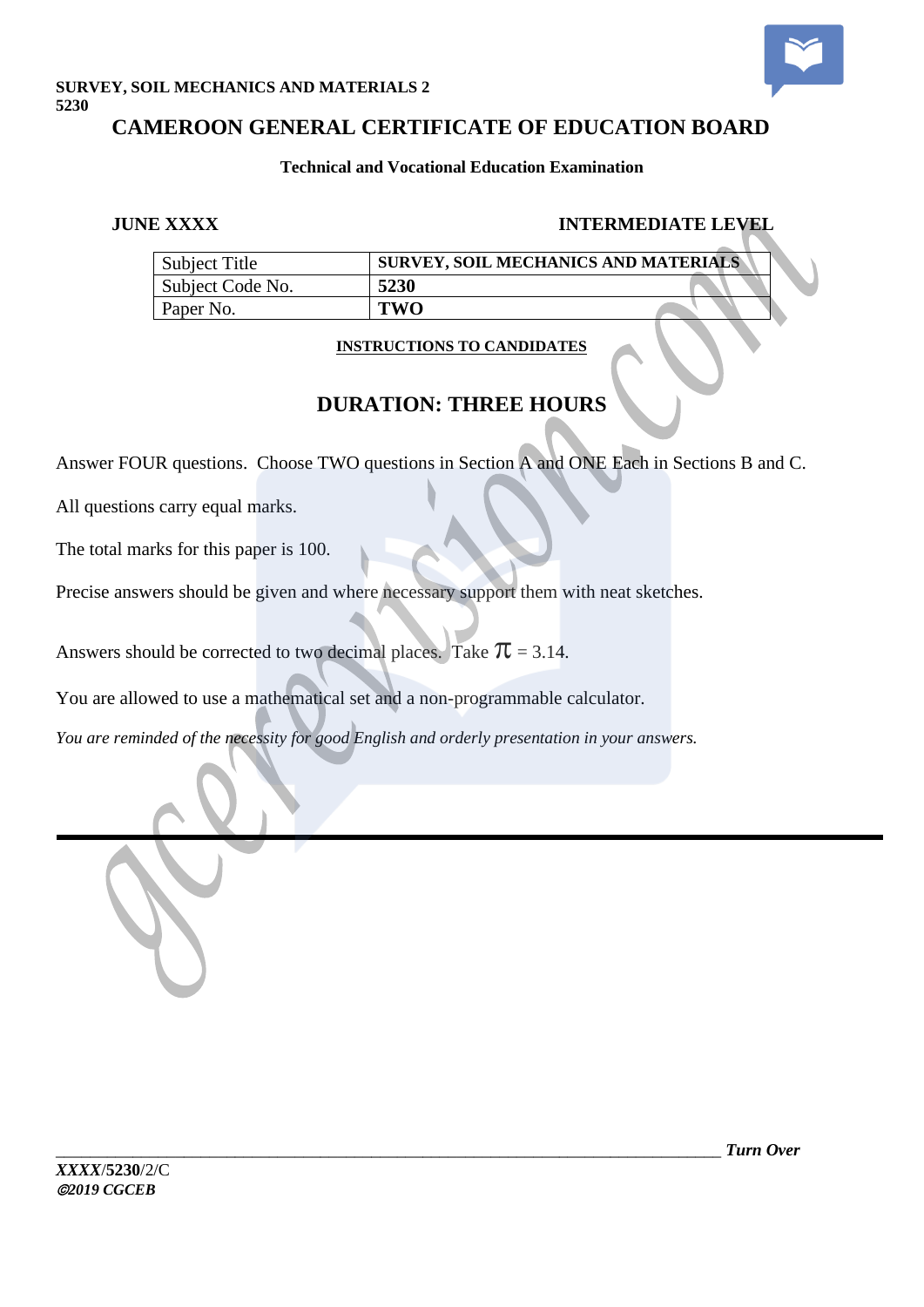**SURVEY, SOIL MECHANICS AND MATERIALS 2**
**5230**

# CAMEROON GENERAL CERTIFICATE OF EDUCATION BOARD

**Technical and Vocational Education Examination**

**JUNE XXXX** **INTERMEDIATE LEVEL**

| Subject Title | SURVEY, SOIL MECHANICS AND MATERIALS |
|---|---|
| Subject Code No. | **5230** |
| Paper No. | **TWO** |

**INSTRUCTIONS TO CANDIDATES**

## DURATION: THREE HOURS

Answer FOUR questions. Choose TWO questions in Section A and ONE Each in Sections B and C.

All questions carry equal marks.

The total marks for this paper is 100.

Precise answers should be given and where necessary support them with neat sketches.

Answers should be corrected to two decimal places. Take $\pi = 3.14$.

You are allowed to use a mathematical set and a non-programmable calculator.

*You are reminded of the necessity for good English and orderly presentation in your answers.*

***Turn Over***

*XXXX*/**5230**/2/C
*©2019 CGCEB*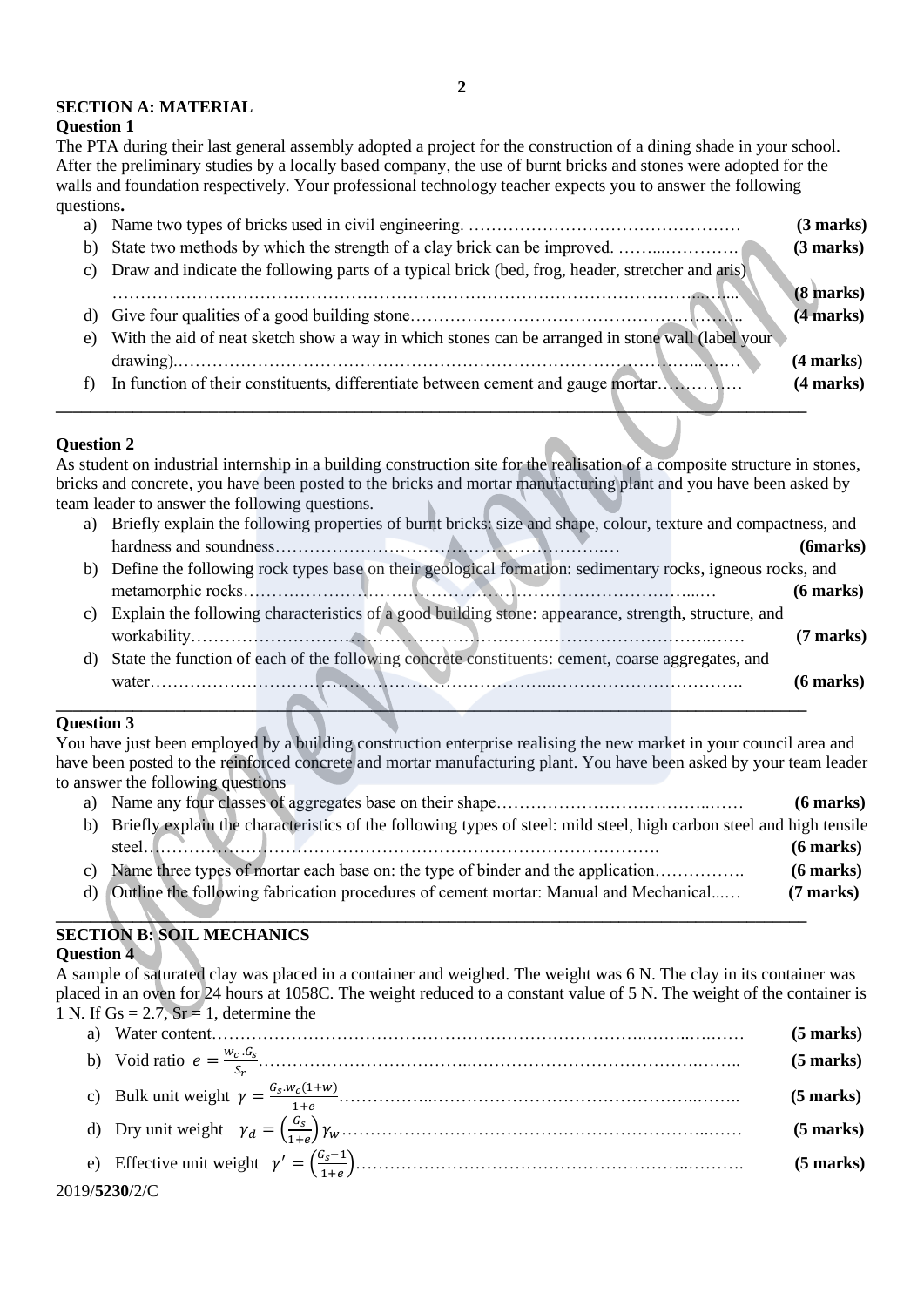## SECTION A: MATERIAL

### Question 1

The PTA during their last general assembly adopted a project for the construction of a dining shade in your school. After the preliminary studies by a locally based company, the use of burnt bricks and stones were adopted for the walls and foundation respectively. Your professional technology teacher expects you to answer the following questions**.**

a) Name two types of bricks used in civil engineering. ………………………………………… **(3 marks)**

b) State two methods by which the strength of a clay brick can be improved. ……...…………. **(3 marks)**

c) Draw and indicate the following parts of a typical brick (bed, frog, header, stretcher and aris) …………………………………………………………………………………………….. **(8 marks)**

d) Give four qualities of a good building stone……………………………………………… **(4 marks)**

e) With the aid of neat sketch show a way in which stones can be arranged in stone wall (label your drawing)…………………………………………………………………………………… **(4 marks)**

f) In function of their constituents, differentiate between cement and gauge mortar…………… **(4 marks)**

---

### Question 2

As student on industrial internship in a building construction site for the realisation of a composite structure in stones, bricks and concrete, you have been posted to the bricks and mortar manufacturing plant and you have been asked by team leader to answer the following questions.

a) Briefly explain the following properties of burnt bricks: size and shape, colour, texture and compactness, and hardness and soundness……………………………………………… **(6marks)**

b) Define the following rock types base on their geological formation: sedimentary rocks, igneous rocks, and metamorphic rocks……………………………………………………………… **(6 marks)**

c) Explain the following characteristics of a good building stone: appearance, strength, structure, and workability…………………………………………………………………………… **(7 marks)**

d) State the function of each of the following concrete constituents: cement, coarse aggregates, and water…………………………………………………………………………………… **(6 marks)**

---

### Question 3

You have just been employed by a building construction enterprise realising the new market in your council area and have been posted to the reinforced concrete and mortar manufacturing plant. You have been asked by your team leader to answer the following questions

a) Name any four classes of aggregates base on their shape…………………………………… **(6 marks)**

b) Briefly explain the characteristics of the following types of steel: mild steel, high carbon steel and high tensile steel……………………………………………………………………………. **(6 marks)**

c) Name three types of mortar each base on: the type of binder and the application……………. **(6 marks)**

d) Outline the following fabrication procedures of cement mortar: Manual and Mechanical...… **(7 marks)**

---

## SECTION B: SOIL MECHANICS

### Question 4

A sample of saturated clay was placed in a container and weighed. The weight was 6 N. The clay in its container was placed in an oven for 24 hours at 1058C. The weight reduced to a constant value of 5 N. The weight of the container is 1 N. If Gs = 2.7, Sr = 1, determine the

a) Water content………………………………………………………………………… **(5 marks)**

b) Void ratio $e = \frac{w_c \cdot G_s}{S_r}$……………………………………………………………… **(5 marks)**

c) Bulk unit weight $\gamma = \frac{G_s . w_c(1+w)}{1+e}$…………………………………………………… **(5 marks)**

d) Dry unit weight $\gamma_d = \left(\frac{G_s}{1+e}\right)\gamma_w$…………………………………………………… **(5 marks)**

e) Effective unit weight $\gamma' = \left(\frac{G_s - 1}{1+e}\right)$………………………………………………… **(5 marks)**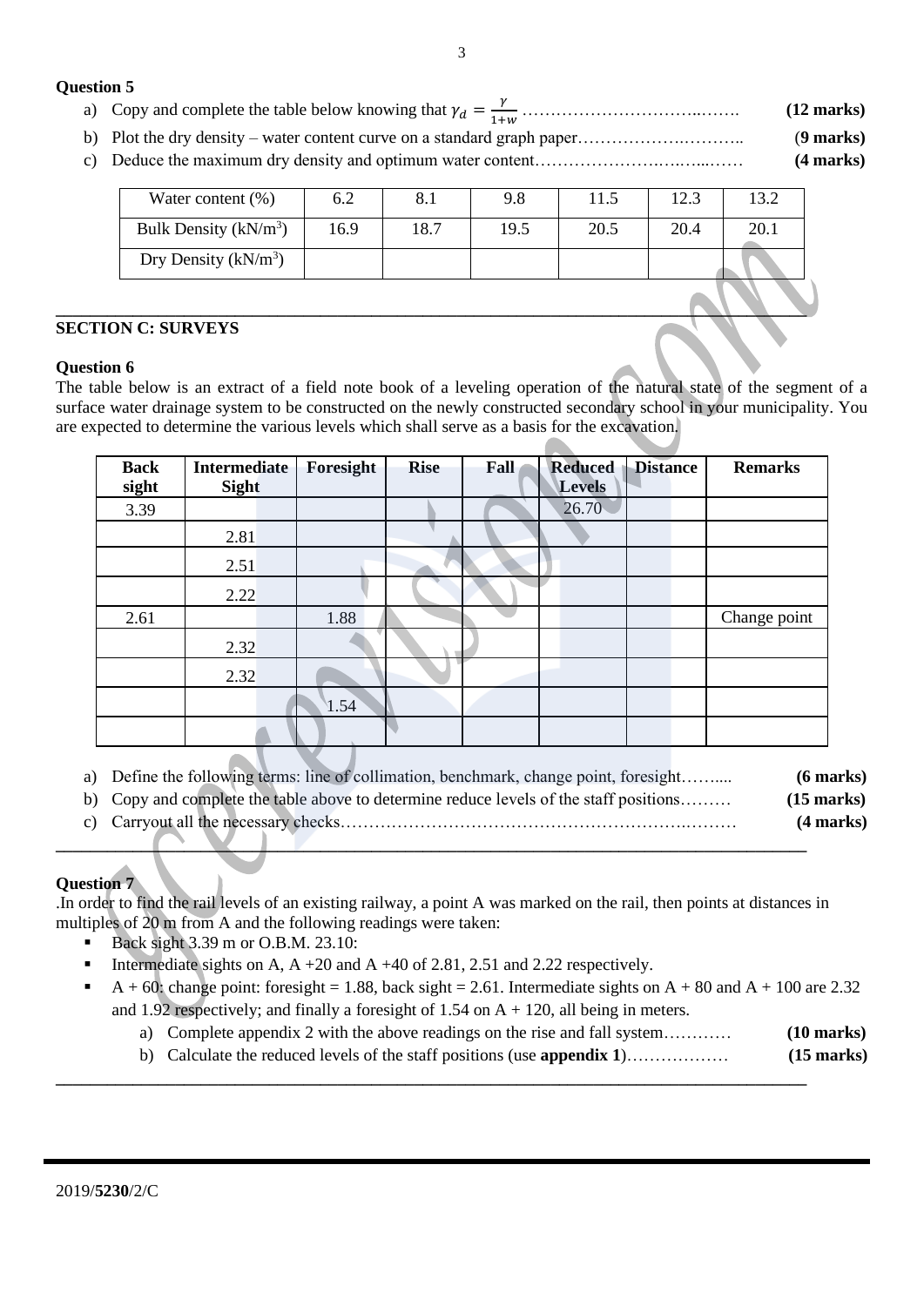**Question 5**

a) Copy and complete the table below knowing that $\gamma_d = \frac{\gamma}{1+w}$ ……………………………..……. **(12 marks)**

b) Plot the dry density – water content curve on a standard graph paper……………….……….. (**9 marks)**

c) Deduce the maximum dry density and optimum water content…………………….….…...…… **(4 marks)**

| Water content (%) | 6.2 | 8.1 | 9.8 | 11.5 | 12.3 | 13.2 |
|---|---|---|---|---|---|---|
| Bulk Density (kN/m$^3$) | 16.9 | 18.7 | 19.5 | 20.5 | 20.4 | 20.1 |
| Dry Density (kN/m$^3$) | | | | | | |

## SECTION C: SURVEYS

**Question 6**

The table below is an extract of a field note book of a leveling operation of the natural state of the segment of a surface water drainage system to be constructed on the newly constructed secondary school in your municipality. You are expected to determine the various levels which shall serve as a basis for the excavation.

| Back sight | Intermediate Sight | Foresight | Rise | Fall | Reduced Levels | Distance | Remarks |
|---|---|---|---|---|---|---|---|
| 3.39 | | | | | 26.70 | | |
| | 2.81 | | | | | | |
| | 2.51 | | | | | | |
| | 2.22 | | | | | | |
| 2.61 | | 1.88 | | | | | Change point |
| | 2.32 | | | | | | |
| | 2.32 | | | | | | |
| | | 1.54 | | | | | |
| | | | | | | | |

a) Define the following terms: line of collimation, benchmark, change point, foresight……..... **(6 marks)**

b) Copy and complete the table above to determine reduce levels of the staff positions……… **(15 marks)**

c) Carryout all the necessary checks……………………………………………………….……… **(4 marks)**

**Question 7**

.In order to find the rail levels of an existing railway, a point A was marked on the rail, then points at distances in multiples of 20 m from A and the following readings were taken:

- Back sight 3.39 m or O.B.M. 23.10:
- Intermediate sights on A, A +20 and A +40 of 2.81, 2.51 and 2.22 respectively.
- A + 60: change point: foresight = 1.88, back sight = 2.61. Intermediate sights on A + 80 and A + 100 are 2.32 and 1.92 respectively; and finally a foresight of 1.54 on A + 120, all being in meters.
  a) Complete appendix 2 with the above readings on the rise and fall system………… **(10 marks)**
  b) Calculate the reduced levels of the staff positions (use **appendix 1**)……………… **(15 marks)**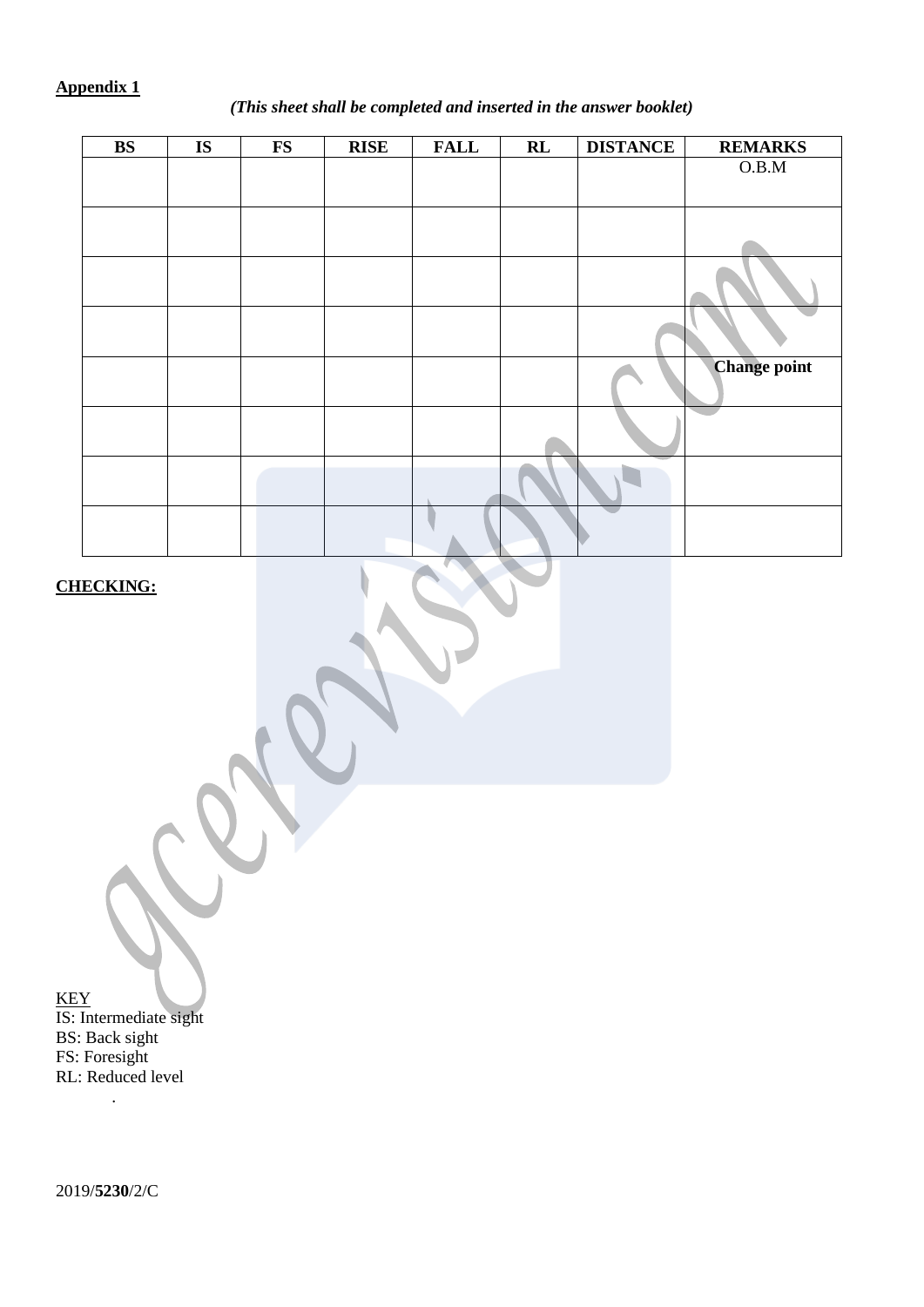**Appendix 1**

***(This sheet shall be completed and inserted in the answer booklet)***

| BS | IS | FS | RISE | FALL | RL | DISTANCE | REMARKS |
|---|---|---|---|---|---|---|---|
| | | | | | | | O.B.M |
| | | | | | | | |
| | | | | | | | |
| | | | | | | | |
| | | | | | | | **Change point** |
| | | | | | | | |
| | | | | | | | |
| | | | | | | | |

**CHECKING:**

KEY
IS: Intermediate sight
BS: Back sight
FS: Foresight
RL: Reduced level

2019/**5230**/2/C